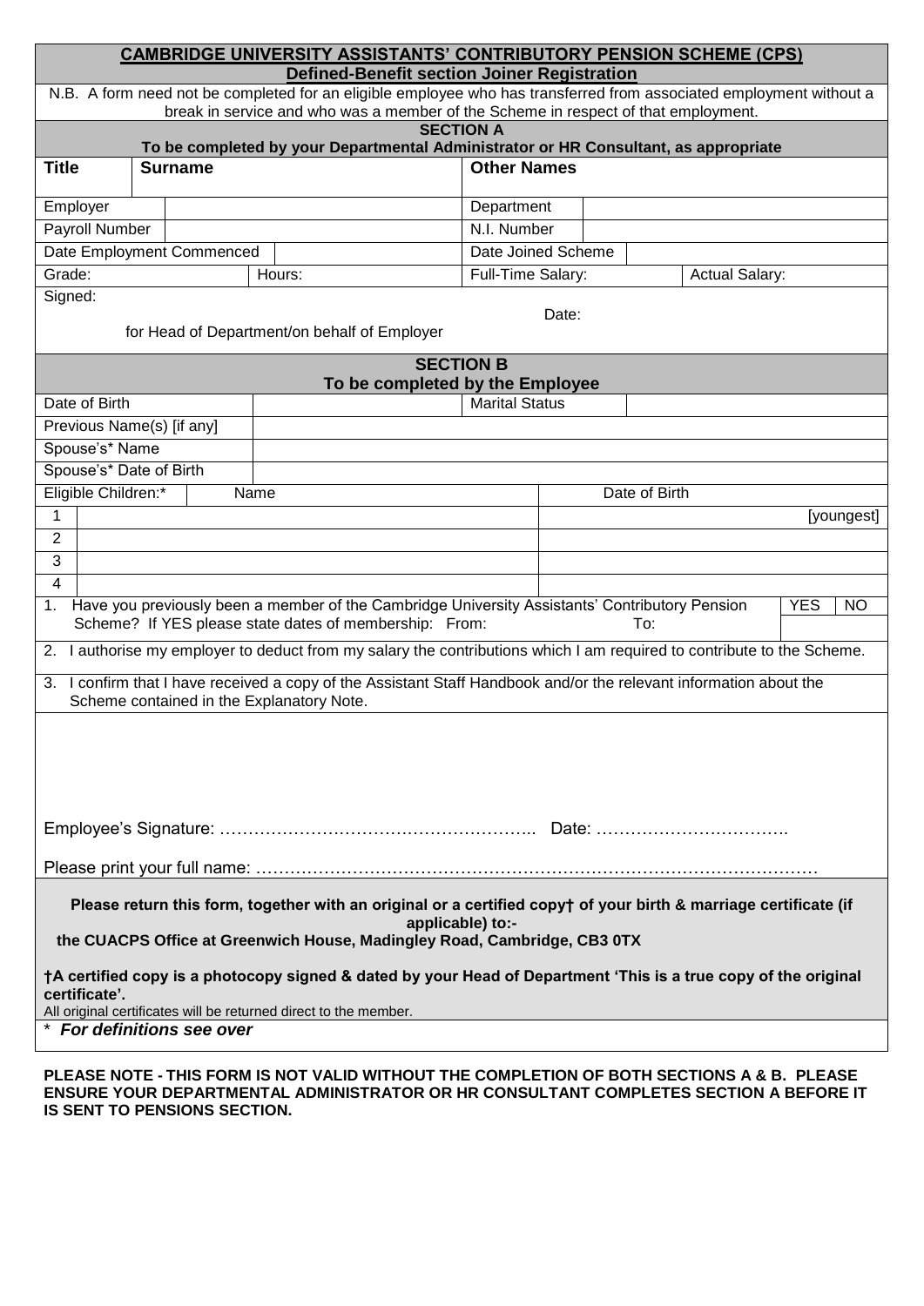# CAMBRIDGE UNIVERSITY ASSISTANTS' CONTRIBUTORY PENSION SCHEME (CPS)

## Defined-Benefit section Joiner Registration

N.B. A form need not be completed for an eligible employee who has transferred from associated employment without a break in service and who was a member of the Scheme in respect of that employment.

### SECTION A

**To be completed by your Departmental Administrator or HR Consultant, as appropriate**

| **Title** | **Surname** | | **Other Names** | | |
|---|---|---|---|---|---|
| Employer | | | Department | | |
| Payroll Number | | | N.I. Number | | |
| Date Employment Commenced | | | Date Joined Scheme | | |
| Grade: | | Hours: | Full-Time Salary: | | Actual Salary: |

Signed:

for Head of Department/on behalf of Employer

Date:

### SECTION B

**To be completed by the Employee**

| Date of Birth | | Marital Status | |
|---|---|---|---|
| Previous Name(s) [if any] | | | |
| Spouse's* Name | | | |
| Spouse's* Date of Birth | | | |

| Eligible Children:* | Name | Date of Birth |
|---|---|---|
| 1 | | [youngest] |
| 2 | | |
| 3 | | |
| 4 | | |

1. Have you previously been a member of the Cambridge University Assistants' Contributory Pension Scheme? If YES please state dates of membership: From: To: YES NO
2. I authorise my employer to deduct from my salary the contributions which I am required to contribute to the Scheme.
3. I confirm that I have received a copy of the Assistant Staff Handbook and/or the relevant information about the Scheme contained in the Explanatory Note.

Employee's Signature: ……………………………………………….. Date: …………………………….

Please print your full name: ……………………………………………………………………………………

**Please return this form, together with an original or a certified copy† of your birth & marriage certificate (if applicable) to:-**
**the CUACPS Office at Greenwich House, Madingley Road, Cambridge, CB3 0TX**

**†A certified copy is a photocopy signed & dated by your Head of Department 'This is a true copy of the original certificate'.**
All original certificates will be returned direct to the member.

\* ***For definitions see over***

**PLEASE NOTE - THIS FORM IS NOT VALID WITHOUT THE COMPLETION OF BOTH SECTIONS A & B. PLEASE ENSURE YOUR DEPARTMENTAL ADMINISTRATOR OR HR CONSULTANT COMPLETES SECTION A BEFORE IT IS SENT TO PENSIONS SECTION.**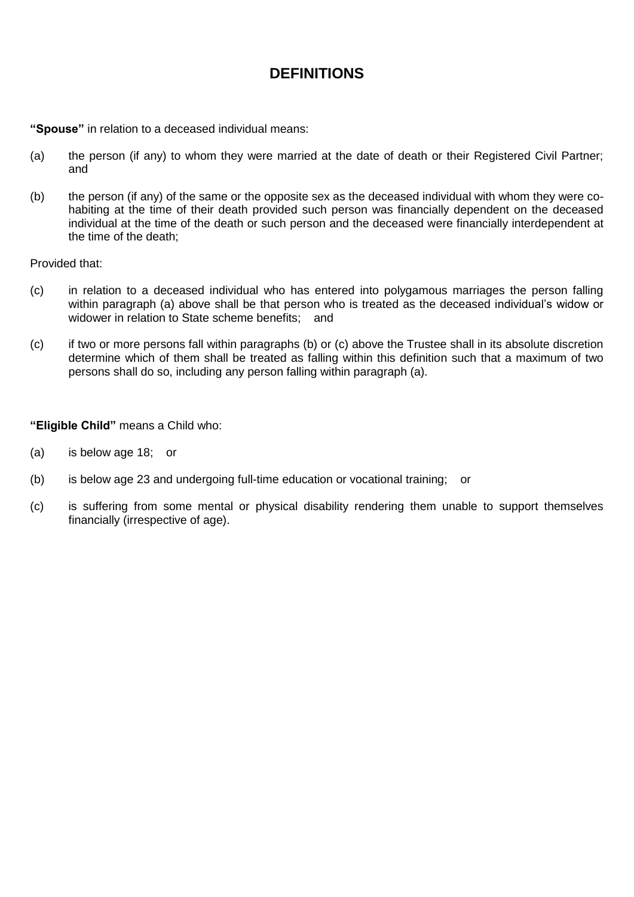# DEFINITIONS

**"Spouse"** in relation to a deceased individual means:

(a) the person (if any) to whom they were married at the date of death or their Registered Civil Partner; and

(b) the person (if any) of the same or the opposite sex as the deceased individual with whom they were co-habiting at the time of their death provided such person was financially dependent on the deceased individual at the time of the death or such person and the deceased were financially interdependent at the time of the death;

Provided that:

(c) in relation to a deceased individual who has entered into polygamous marriages the person falling within paragraph (a) above shall be that person who is treated as the deceased individual's widow or widower in relation to State scheme benefits; and

(c) if two or more persons fall within paragraphs (b) or (c) above the Trustee shall in its absolute discretion determine which of them shall be treated as falling within this definition such that a maximum of two persons shall do so, including any person falling within paragraph (a).

**"Eligible Child"** means a Child who:

(a) is below age 18; or

(b) is below age 23 and undergoing full-time education or vocational training; or

(c) is suffering from some mental or physical disability rendering them unable to support themselves financially (irrespective of age).